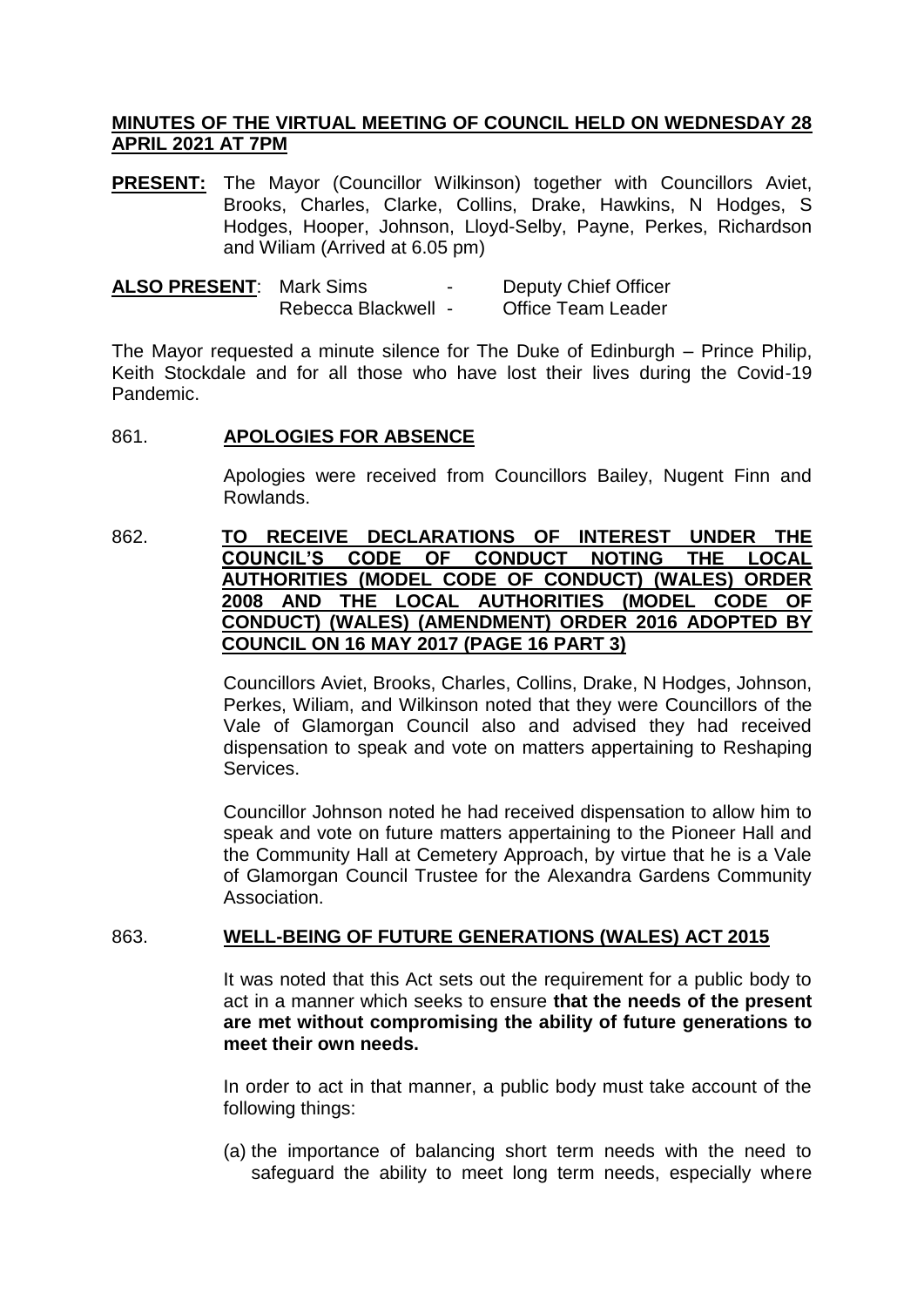**MINUTES OF THE VIRTUAL MEETING OF COUNCIL HELD ON WEDNESDAY 28 APRIL 2021 AT 7PM**

**PRESENT:** The Mayor (Councillor Wilkinson) together with Councillors Aviet, Brooks, Charles, Clarke, Collins, Drake, Hawkins, N Hodges, S Hodges, Hooper, Johnson, Lloyd-Selby, Payne, Perkes, Richardson and Wiliam (Arrived at 6.05 pm)

**ALSO PRESENT**: Mark Sims - Deputy Chief Officer
Rebecca Blackwell - Office Team Leader

The Mayor requested a minute silence for The Duke of Edinburgh – Prince Philip, Keith Stockdale and for all those who have lost their lives during the Covid-19 Pandemic.

861. **APOLOGIES FOR ABSENCE**

Apologies were received from Councillors Bailey, Nugent Finn and Rowlands.

862. **TO RECEIVE DECLARATIONS OF INTEREST UNDER THE COUNCIL'S CODE OF CONDUCT NOTING THE LOCAL AUTHORITIES (MODEL CODE OF CONDUCT) (WALES) ORDER 2008 AND THE LOCAL AUTHORITIES (MODEL CODE OF CONDUCT) (WALES) (AMENDMENT) ORDER 2016 ADOPTED BY COUNCIL ON 16 MAY 2017 (PAGE 16 PART 3)**

Councillors Aviet, Brooks, Charles, Collins, Drake, N Hodges, Johnson, Perkes, Wiliam, and Wilkinson noted that they were Councillors of the Vale of Glamorgan Council also and advised they had received dispensation to speak and vote on matters appertaining to Reshaping Services.

Councillor Johnson noted he had received dispensation to allow him to speak and vote on future matters appertaining to the Pioneer Hall and the Community Hall at Cemetery Approach, by virtue that he is a Vale of Glamorgan Council Trustee for the Alexandra Gardens Community Association.

863. **WELL-BEING OF FUTURE GENERATIONS (WALES) ACT 2015**

It was noted that this Act sets out the requirement for a public body to act in a manner which seeks to ensure **that the needs of the present are met without compromising the ability of future generations to meet their own needs.**

In order to act in that manner, a public body must take account of the following things:

(a) the importance of balancing short term needs with the need to safeguard the ability to meet long term needs, especially where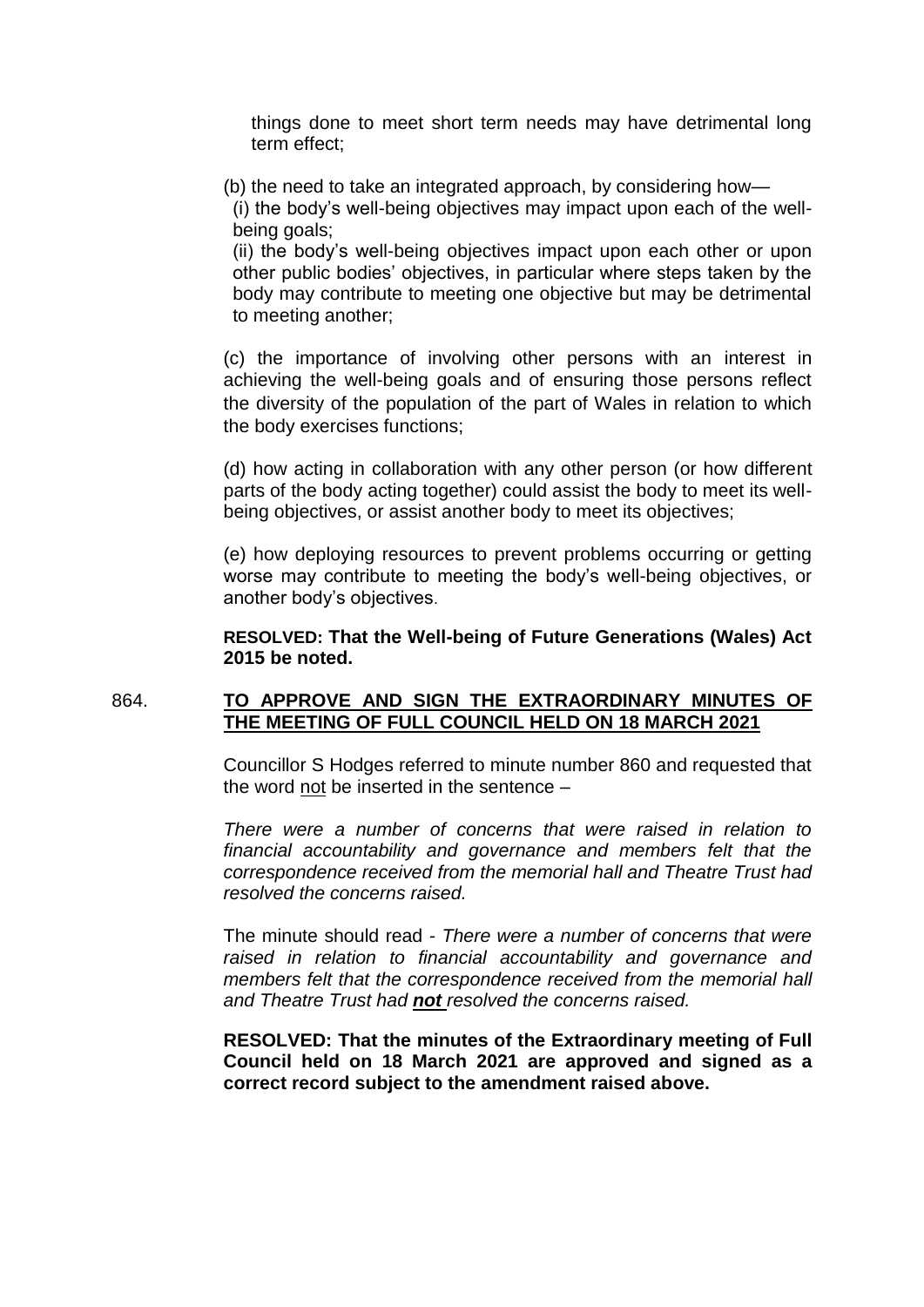things done to meet short term needs may have detrimental long term effect;

(b) the need to take an integrated approach, by considering how—

(i) the body's well-being objectives may impact upon each of the well-being goals;

(ii) the body's well-being objectives impact upon each other or upon other public bodies' objectives, in particular where steps taken by the body may contribute to meeting one objective but may be detrimental to meeting another;

(c) the importance of involving other persons with an interest in achieving the well-being goals and of ensuring those persons reflect the diversity of the population of the part of Wales in relation to which the body exercises functions;

(d) how acting in collaboration with any other person (or how different parts of the body acting together) could assist the body to meet its well-being objectives, or assist another body to meet its objectives;

(e) how deploying resources to prevent problems occurring or getting worse may contribute to meeting the body's well-being objectives, or another body's objectives.

**RESOLVED: That the Well-being of Future Generations (Wales) Act 2015 be noted.**

864. **TO APPROVE AND SIGN THE EXTRAORDINARY MINUTES OF THE MEETING OF FULL COUNCIL HELD ON 18 MARCH 2021**

Councillor S Hodges referred to minute number 860 and requested that the word not be inserted in the sentence –

*There were a number of concerns that were raised in relation to financial accountability and governance and members felt that the correspondence received from the memorial hall and Theatre Trust had resolved the concerns raised.*

The minute should read - *There were a number of concerns that were raised in relation to financial accountability and governance and members felt that the correspondence received from the memorial hall and Theatre Trust had **not** resolved the concerns raised.*

**RESOLVED: That the minutes of the Extraordinary meeting of Full Council held on 18 March 2021 are approved and signed as a correct record subject to the amendment raised above.**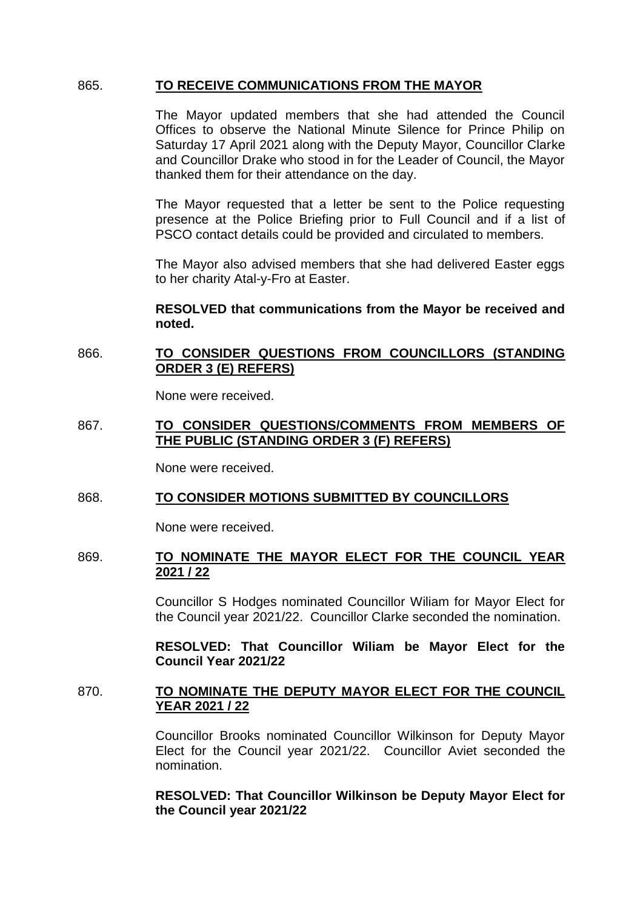865. **TO RECEIVE COMMUNICATIONS FROM THE MAYOR**

The Mayor updated members that she had attended the Council Offices to observe the National Minute Silence for Prince Philip on Saturday 17 April 2021 along with the Deputy Mayor, Councillor Clarke and Councillor Drake who stood in for the Leader of Council, the Mayor thanked them for their attendance on the day.

The Mayor requested that a letter be sent to the Police requesting presence at the Police Briefing prior to Full Council and if a list of PSCO contact details could be provided and circulated to members.

The Mayor also advised members that she had delivered Easter eggs to her charity Atal-y-Fro at Easter.

**RESOLVED that communications from the Mayor be received and noted.**

866. **TO CONSIDER QUESTIONS FROM COUNCILLORS (STANDING ORDER 3 (E) REFERS)**

None were received.

867. **TO CONSIDER QUESTIONS/COMMENTS FROM MEMBERS OF THE PUBLIC (STANDING ORDER 3 (F) REFERS)**

None were received.

868. **TO CONSIDER MOTIONS SUBMITTED BY COUNCILLORS**

None were received.

869. **TO NOMINATE THE MAYOR ELECT FOR THE COUNCIL YEAR 2021 / 22**

Councillor S Hodges nominated Councillor Wiliam for Mayor Elect for the Council year 2021/22. Councillor Clarke seconded the nomination.

**RESOLVED: That Councillor Wiliam be Mayor Elect for the Council Year 2021/22**

870. **TO NOMINATE THE DEPUTY MAYOR ELECT FOR THE COUNCIL YEAR 2021 / 22**

Councillor Brooks nominated Councillor Wilkinson for Deputy Mayor Elect for the Council year 2021/22. Councillor Aviet seconded the nomination.

**RESOLVED: That Councillor Wilkinson be Deputy Mayor Elect for the Council year 2021/22**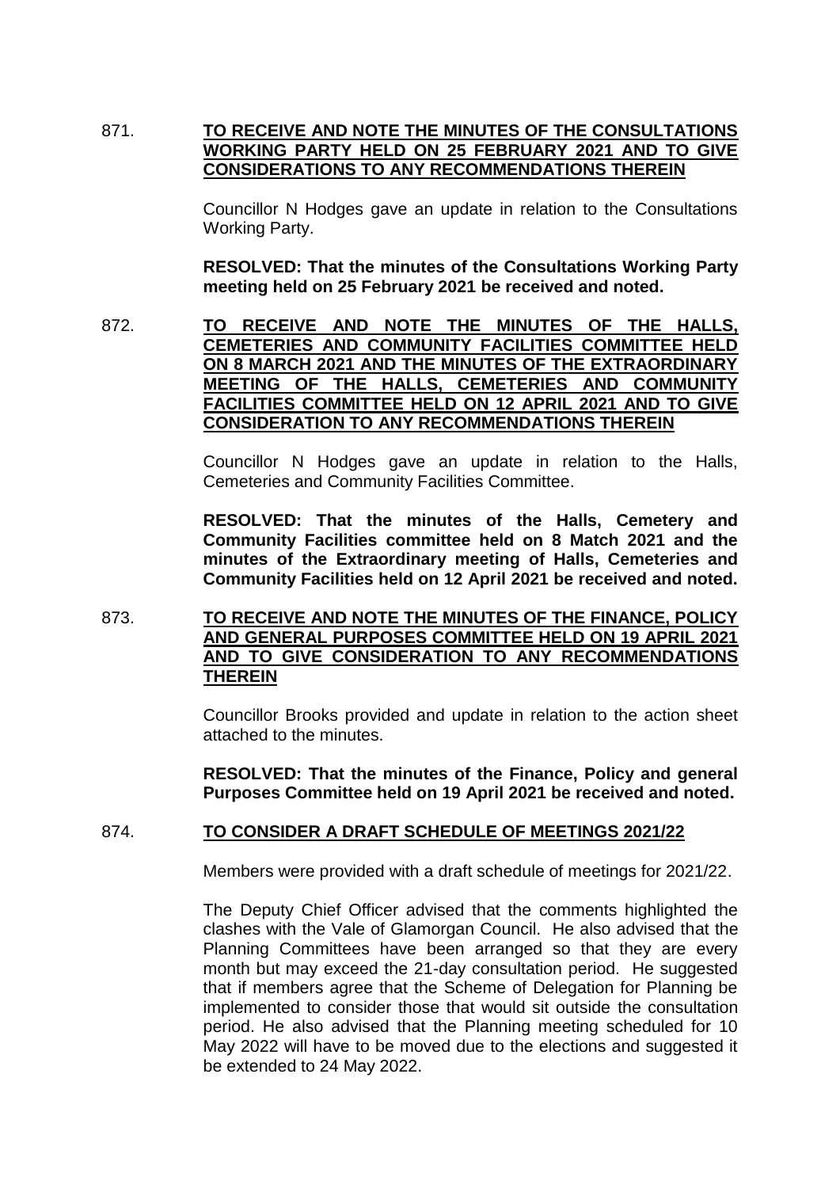871. **TO RECEIVE AND NOTE THE MINUTES OF THE CONSULTATIONS WORKING PARTY HELD ON 25 FEBRUARY 2021 AND TO GIVE CONSIDERATIONS TO ANY RECOMMENDATIONS THEREIN**

Councillor N Hodges gave an update in relation to the Consultations Working Party.

**RESOLVED: That the minutes of the Consultations Working Party meeting held on 25 February 2021 be received and noted.**

872. **TO RECEIVE AND NOTE THE MINUTES OF THE HALLS, CEMETERIES AND COMMUNITY FACILITIES COMMITTEE HELD ON 8 MARCH 2021 AND THE MINUTES OF THE EXTRAORDINARY MEETING OF THE HALLS, CEMETERIES AND COMMUNITY FACILITIES COMMITTEE HELD ON 12 APRIL 2021 AND TO GIVE CONSIDERATION TO ANY RECOMMENDATIONS THEREIN**

Councillor N Hodges gave an update in relation to the Halls, Cemeteries and Community Facilities Committee.

**RESOLVED: That the minutes of the Halls, Cemetery and Community Facilities committee held on 8 Match 2021 and the minutes of the Extraordinary meeting of Halls, Cemeteries and Community Facilities held on 12 April 2021 be received and noted.**

873. **TO RECEIVE AND NOTE THE MINUTES OF THE FINANCE, POLICY AND GENERAL PURPOSES COMMITTEE HELD ON 19 APRIL 2021 AND TO GIVE CONSIDERATION TO ANY RECOMMENDATIONS THEREIN**

Councillor Brooks provided and update in relation to the action sheet attached to the minutes.

**RESOLVED: That the minutes of the Finance, Policy and general Purposes Committee held on 19 April 2021 be received and noted.**

874. **TO CONSIDER A DRAFT SCHEDULE OF MEETINGS 2021/22**

Members were provided with a draft schedule of meetings for 2021/22.

The Deputy Chief Officer advised that the comments highlighted the clashes with the Vale of Glamorgan Council. He also advised that the Planning Committees have been arranged so that they are every month but may exceed the 21-day consultation period. He suggested that if members agree that the Scheme of Delegation for Planning be implemented to consider those that would sit outside the consultation period. He also advised that the Planning meeting scheduled for 10 May 2022 will have to be moved due to the elections and suggested it be extended to 24 May 2022.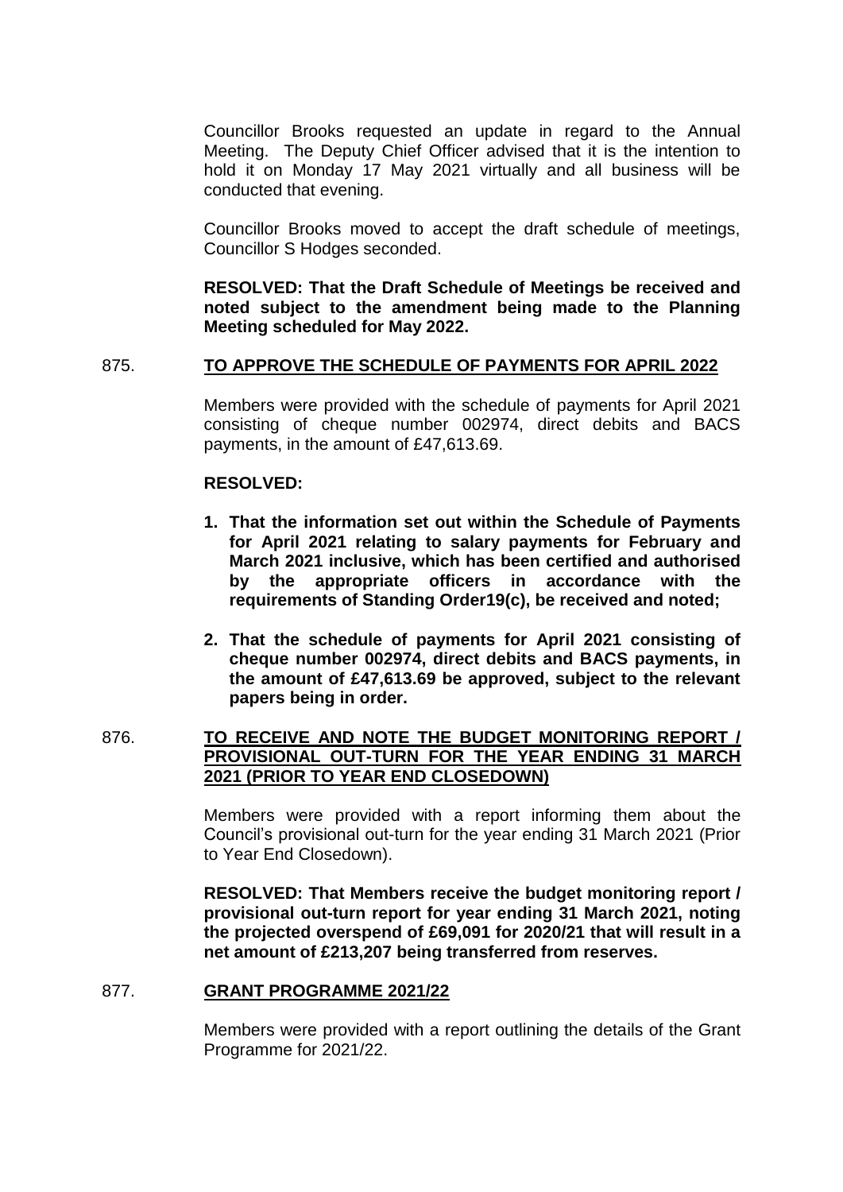Councillor Brooks requested an update in regard to the Annual Meeting. The Deputy Chief Officer advised that it is the intention to hold it on Monday 17 May 2021 virtually and all business will be conducted that evening.

Councillor Brooks moved to accept the draft schedule of meetings, Councillor S Hodges seconded.

**RESOLVED: That the Draft Schedule of Meetings be received and noted subject to the amendment being made to the Planning Meeting scheduled for May 2022.**

875. **TO APPROVE THE SCHEDULE OF PAYMENTS FOR APRIL 2022**

Members were provided with the schedule of payments for April 2021 consisting of cheque number 002974, direct debits and BACS payments, in the amount of £47,613.69.

**RESOLVED:**

1. **That the information set out within the Schedule of Payments for April 2021 relating to salary payments for February and March 2021 inclusive, which has been certified and authorised by the appropriate officers in accordance with the requirements of Standing Order19(c), be received and noted;**
2. **That the schedule of payments for April 2021 consisting of cheque number 002974, direct debits and BACS payments, in the amount of £47,613.69 be approved, subject to the relevant papers being in order.**

876. **TO RECEIVE AND NOTE THE BUDGET MONITORING REPORT / PROVISIONAL OUT-TURN FOR THE YEAR ENDING 31 MARCH 2021 (PRIOR TO YEAR END CLOSEDOWN)**

Members were provided with a report informing them about the Council's provisional out-turn for the year ending 31 March 2021 (Prior to Year End Closedown).

**RESOLVED: That Members receive the budget monitoring report / provisional out-turn report for year ending 31 March 2021, noting the projected overspend of £69,091 for 2020/21 that will result in a net amount of £213,207 being transferred from reserves.**

877. **GRANT PROGRAMME 2021/22**

Members were provided with a report outlining the details of the Grant Programme for 2021/22.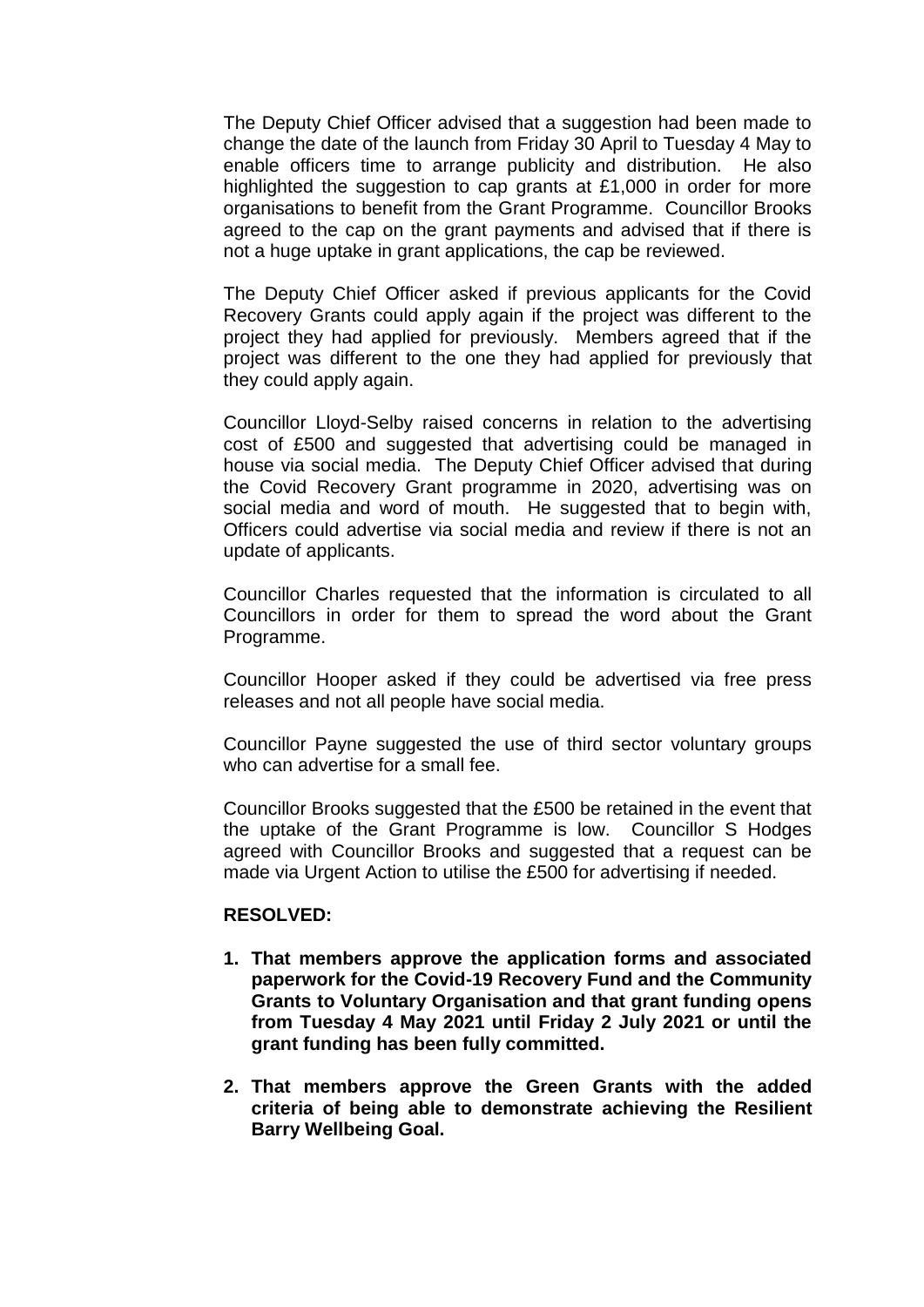The Deputy Chief Officer advised that a suggestion had been made to change the date of the launch from Friday 30 April to Tuesday 4 May to enable officers time to arrange publicity and distribution. He also highlighted the suggestion to cap grants at £1,000 in order for more organisations to benefit from the Grant Programme. Councillor Brooks agreed to the cap on the grant payments and advised that if there is not a huge uptake in grant applications, the cap be reviewed.

The Deputy Chief Officer asked if previous applicants for the Covid Recovery Grants could apply again if the project was different to the project they had applied for previously. Members agreed that if the project was different to the one they had applied for previously that they could apply again.

Councillor Lloyd-Selby raised concerns in relation to the advertising cost of £500 and suggested that advertising could be managed in house via social media. The Deputy Chief Officer advised that during the Covid Recovery Grant programme in 2020, advertising was on social media and word of mouth. He suggested that to begin with, Officers could advertise via social media and review if there is not an update of applicants.

Councillor Charles requested that the information is circulated to all Councillors in order for them to spread the word about the Grant Programme.

Councillor Hooper asked if they could be advertised via free press releases and not all people have social media.

Councillor Payne suggested the use of third sector voluntary groups who can advertise for a small fee.

Councillor Brooks suggested that the £500 be retained in the event that the uptake of the Grant Programme is low. Councillor S Hodges agreed with Councillor Brooks and suggested that a request can be made via Urgent Action to utilise the £500 for advertising if needed.

**RESOLVED:**

1. **That members approve the application forms and associated paperwork for the Covid-19 Recovery Fund and the Community Grants to Voluntary Organisation and that grant funding opens from Tuesday 4 May 2021 until Friday 2 July 2021 or until the grant funding has been fully committed.**

2. **That members approve the Green Grants with the added criteria of being able to demonstrate achieving the Resilient Barry Wellbeing Goal.**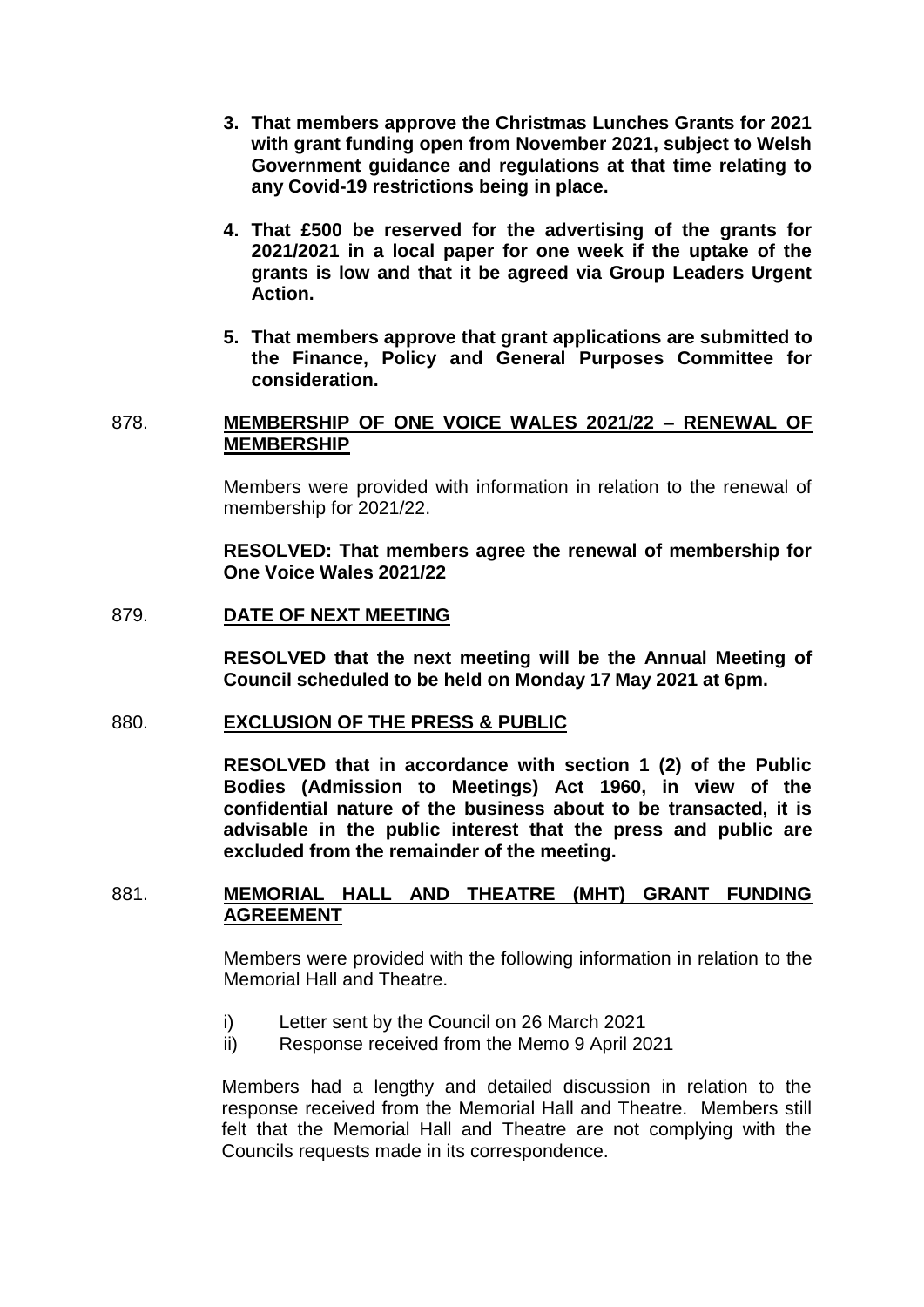3. **That members approve the Christmas Lunches Grants for 2021 with grant funding open from November 2021, subject to Welsh Government guidance and regulations at that time relating to any Covid-19 restrictions being in place.**

4. **That £500 be reserved for the advertising of the grants for 2021/2021 in a local paper for one week if the uptake of the grants is low and that it be agreed via Group Leaders Urgent Action.**

5. **That members approve that grant applications are submitted to the Finance, Policy and General Purposes Committee for consideration.**

878. **MEMBERSHIP OF ONE VOICE WALES 2021/22 – RENEWAL OF MEMBERSHIP**

Members were provided with information in relation to the renewal of membership for 2021/22.

**RESOLVED: That members agree the renewal of membership for One Voice Wales 2021/22**

879. **DATE OF NEXT MEETING**

**RESOLVED that the next meeting will be the Annual Meeting of Council scheduled to be held on Monday 17 May 2021 at 6pm.**

880. **EXCLUSION OF THE PRESS & PUBLIC**

**RESOLVED that in accordance with section 1 (2) of the Public Bodies (Admission to Meetings) Act 1960, in view of the confidential nature of the business about to be transacted, it is advisable in the public interest that the press and public are excluded from the remainder of the meeting.**

881. **MEMORIAL HALL AND THEATRE (MHT) GRANT FUNDING AGREEMENT**

Members were provided with the following information in relation to the Memorial Hall and Theatre.

i) Letter sent by the Council on 26 March 2021
ii) Response received from the Memo 9 April 2021

Members had a lengthy and detailed discussion in relation to the response received from the Memorial Hall and Theatre. Members still felt that the Memorial Hall and Theatre are not complying with the Councils requests made in its correspondence.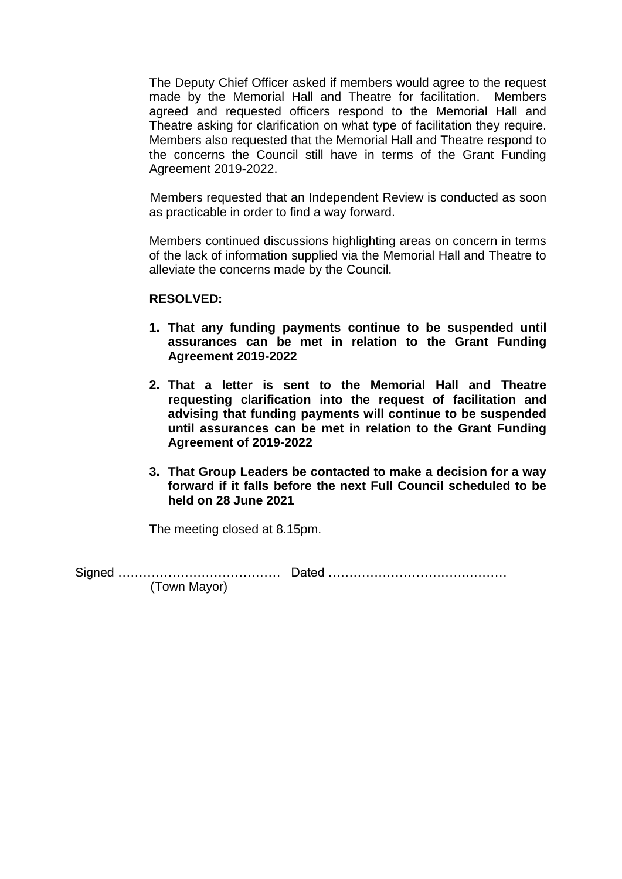The Deputy Chief Officer asked if members would agree to the request made by the Memorial Hall and Theatre for facilitation. Members agreed and requested officers respond to the Memorial Hall and Theatre asking for clarification on what type of facilitation they require. Members also requested that the Memorial Hall and Theatre respond to the concerns the Council still have in terms of the Grant Funding Agreement 2019-2022.

Members requested that an Independent Review is conducted as soon as practicable in order to find a way forward.

Members continued discussions highlighting areas on concern in terms of the lack of information supplied via the Memorial Hall and Theatre to alleviate the concerns made by the Council.

**RESOLVED:**

1. **That any funding payments continue to be suspended until assurances can be met in relation to the Grant Funding Agreement 2019-2022**
2. **That a letter is sent to the Memorial Hall and Theatre requesting clarification into the request of facilitation and advising that funding payments will continue to be suspended until assurances can be met in relation to the Grant Funding Agreement of 2019-2022**
3. **That Group Leaders be contacted to make a decision for a way forward if it falls before the next Full Council scheduled to be held on 28 June 2021**

The meeting closed at 8.15pm.

Signed ………………………………… Dated ……………………………………
(Town Mayor)